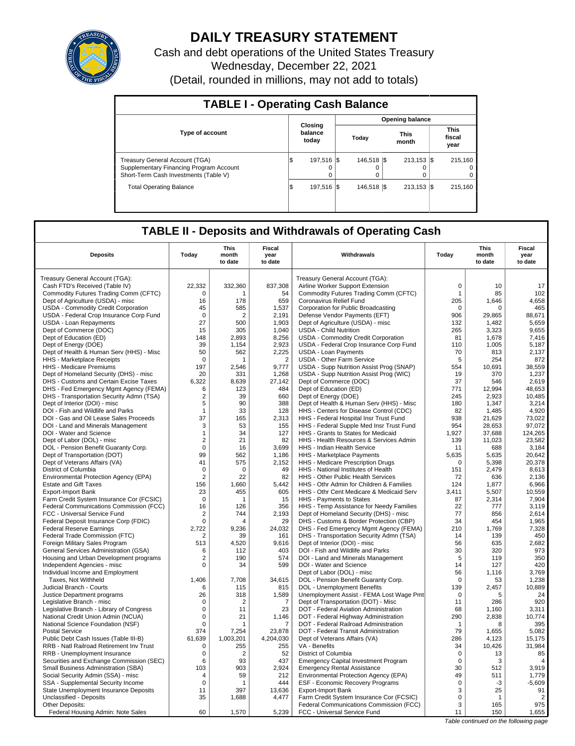# DAILY TREASURY STATEMENT

Cash and debt operations of the United States Treasury

Wednesday, December 22, 2021

(Detail, rounded in millions, may not add to totals)

## TABLE I - Operating Cash Balance

| Type of account | Closing balance today | Opening balance Today | Opening balance This month | Opening balance This fiscal year |
|---|---|---|---|---|
| Treasury General Account (TGA) | $ 197,516 | $ 146,518 | $ 213,153 | $ 215,160 |
| Supplementary Financing Program Account | 0 | 0 | 0 | 0 |
| Short-Term Cash Investments (Table V) | 0 | 0 | 0 | 0 |
| Total Operating Balance | $ 197,516 | $ 146,518 | $ 213,153 | $ 215,160 |

## TABLE II - Deposits and Withdrawals of Operating Cash

| Deposits | Today | This month to date | Fiscal year to date | Withdrawals | Today | This month to date | Fiscal year to date |
|---|---|---|---|---|---|---|---|
| Treasury General Account (TGA): | | | | Treasury General Account (TGA): | | | |
| Cash FTD's Received (Table IV) | 22,332 | 332,360 | 837,308 | Airline Worker Support Extension | 0 | 10 | 17 |
| Commodity Futures Trading Comm (CFTC) | 0 | 1 | 54 | Commodity Futures Trading Comm (CFTC) | 1 | 85 | 102 |
| Dept of Agriculture (USDA) - misc | 16 | 178 | 659 | Coronavirus Relief Fund | 205 | 1,646 | 4,658 |
| USDA - Commodity Credit Corporation | 45 | 585 | 1,537 | Corporation for Public Broadcasting | 0 | 0 | 465 |
| USDA - Federal Crop Insurance Corp Fund | 0 | 2 | 2,191 | Defense Vendor Payments (EFT) | 906 | 29,865 | 88,671 |
| USDA - Loan Repayments | 27 | 500 | 1,903 | Dept of Agriculture (USDA) - misc | 132 | 1,482 | 5,659 |
| Dept of Commerce (DOC) | 15 | 305 | 1,040 | USDA - Child Nutrition | 265 | 3,323 | 9,655 |
| Dept of Education (ED) | 148 | 2,893 | 8,256 | USDA - Commodity Credit Corporation | 81 | 1,678 | 7,416 |
| Dept of Energy (DOE) | 39 | 1,154 | 2,923 | USDA - Federal Crop Insurance Corp Fund | 110 | 1,005 | 5,187 |
| Dept of Health & Human Serv (HHS) - Misc | 50 | 562 | 2,225 | USDA - Loan Payments | 70 | 813 | 2,137 |
| HHS - Marketplace Receipts | 0 | 1 | 2 | USDA - Other Farm Service | 5 | 254 | 872 |
| HHS - Medicare Premiums | 197 | 2,546 | 9,777 | USDA - Supp Nutrition Assist Prog (SNAP) | 554 | 10,691 | 38,559 |
| Dept of Homeland Security (DHS) - misc | 20 | 331 | 1,268 | USDA - Supp Nutrition Assist Prog (WIC) | 19 | 370 | 1,237 |
| DHS - Customs and Certain Excise Taxes | 6,322 | 8,639 | 27,142 | Dept of Commerce (DOC) | 37 | 546 | 2,619 |
| DHS - Fed Emergency Mgmt Agency (FEMA) | 6 | 123 | 484 | Dept of Education (ED) | 771 | 12,994 | 48,653 |
| DHS - Transportation Security Admn (TSA) | 2 | 39 | 660 | Dept of Energy (DOE) | 245 | 2,923 | 10,485 |
| Dept of Interior (DOI) - misc | 5 | 90 | 388 | Dept of Health & Human Serv (HHS) - Misc | 180 | 1,347 | 3,214 |
| DOI - Fish and Wildlife and Parks | 1 | 33 | 128 | HHS - Centers for Disease Control (CDC) | 82 | 1,485 | 4,920 |
| DOI - Gas and Oil Lease Sales Proceeds | 37 | 165 | 2,313 | HHS - Federal Hospital Insr Trust Fund | 938 | 21,629 | 73,022 |
| DOI - Land and Minerals Management | 3 | 53 | 155 | HHS - Federal Supple Med Insr Trust Fund | 954 | 28,653 | 97,072 |
| DOI - Water and Science | 1 | 34 | 127 | HHS - Grants to States for Medicaid | 1,927 | 37,688 | 124,265 |
| Dept of Labor (DOL) - misc | 2 | 21 | 82 | HHS - Health Resources & Services Admin | 139 | 11,023 | 23,582 |
| DOL - Pension Benefit Guaranty Corp. | 0 | 16 | 3,699 | HHS - Indian Health Service | 11 | 688 | 3,184 |
| Dept of Transportation (DOT) | 99 | 562 | 1,186 | HHS - Marketplace Payments | 5,635 | 5,635 | 20,642 |
| Dept of Veterans Affairs (VA) | 41 | 575 | 2,152 | HHS - Medicare Prescription Drugs | 0 | 5,398 | 20,378 |
| District of Columbia | 0 | 0 | 49 | HHS - National Institutes of Health | 151 | 2,479 | 8,613 |
| Environmental Protection Agency (EPA) | 2 | 22 | 82 | HHS - Other Public Health Services | 72 | 636 | 2,136 |
| Estate and Gift Taxes | 156 | 1,660 | 5,442 | HHS - Othr Admin for Children & Families | 124 | 1,877 | 6,966 |
| Export-Import Bank | 23 | 455 | 605 | HHS - Othr Cent Medicare & Medicaid Serv | 3,411 | 5,507 | 10,559 |
| Farm Credit System Insurance Cor (FCSIC) | 0 | 1 | 15 | HHS - Payments to States | 87 | 2,314 | 7,904 |
| Federal Communications Commission (FCC) | 16 | 126 | 356 | HHS - Temp Assistance for Needy Families | 22 | 777 | 3,119 |
| FCC - Universal Service Fund | 2 | 744 | 2,193 | Dept of Homeland Security (DHS) - misc | 77 | 856 | 2,614 |
| Federal Deposit Insurance Corp (FDIC) | 0 | 4 | 29 | DHS - Customs & Border Protection (CBP) | 34 | 454 | 1,965 |
| Federal Reserve Earnings | 2,722 | 9,236 | 24,032 | DHS - Fed Emergency Mgmt Agency (FEMA) | 210 | 1,769 | 7,328 |
| Federal Trade Commission (FTC) | 2 | 39 | 161 | DHS - Transportation Security Admn (TSA) | 14 | 139 | 450 |
| Foreign Military Sales Program | 513 | 4,520 | 9,616 | Dept of Interior (DOI) - misc | 56 | 635 | 2,682 |
| General Services Administration (GSA) | 6 | 112 | 403 | DOI - Fish and Wildlife and Parks | 30 | 320 | 973 |
| Housing and Urban Development programs | 2 | 190 | 574 | DOI - Land and Minerals Management | 5 | 119 | 350 |
| Independent Agencies - misc | 0 | 34 | 599 | DOI - Water and Science | 14 | 127 | 420 |
| Individual Income and Employment | | | | Dept of Labor (DOL) - misc | 56 | 1,116 | 3,769 |
| Taxes, Not Withheld | 1,406 | 7,708 | 34,615 | DOL - Pension Benefit Guaranty Corp. | 0 | 53 | 1,238 |
| Judicial Branch - Courts | 6 | 115 | 815 | DOL - Unemployment Benefits | 139 | 2,457 | 10,889 |
| Justice Department programs | 26 | 318 | 1,589 | Unemployment Assist - FEMA Lost Wage Pmt | 0 | 5 | 24 |
| Legislative Branch - misc | 0 | 2 | 7 | Dept of Transportation (DOT) - Misc | 11 | 286 | 920 |
| Legislative Branch - Library of Congress | 0 | 11 | 23 | DOT - Federal Aviation Administration | 68 | 1,160 | 3,311 |
| National Credit Union Admin (NCUA) | 0 | 21 | 1,146 | DOT - Federal Highway Administration | 290 | 2,838 | 10,774 |
| National Science Foundation (NSF) | 0 | 1 | 7 | DOT - Federal Railroad Administration | 1 | 8 | 395 |
| Postal Service | 374 | 7,254 | 23,878 | DOT - Federal Transit Administration | 79 | 1,655 | 5,082 |
| Public Debt Cash Issues (Table III-B) | 61,639 | 1,003,201 | 4,204,030 | Dept of Veterans Affairs (VA) | 286 | 4,123 | 15,175 |
| RRB - Natl Railroad Retirement Inv Trust | 0 | 255 | 255 | VA - Benefits | 34 | 10,426 | 31,984 |
| RRB - Unemployment Insurance | 0 | 2 | 52 | District of Columbia | 0 | 13 | 85 |
| Securities and Exchange Commission (SEC) | 6 | 93 | 437 | Emergency Capital Investment Program | 0 | 3 | 4 |
| Small Business Administration (SBA) | 103 | 903 | 2,924 | Emergency Rental Assistance | 30 | 512 | 3,919 |
| Social Security Admin (SSA) - misc | 4 | 59 | 212 | Environmental Protection Agency (EPA) | 49 | 511 | 1,779 |
| SSA - Supplemental Security Income | 0 | 1 | 444 | ESF - Economic Recovery Programs | 0 | -3 | -5,609 |
| State Unemployment Insurance Deposits | 11 | 397 | 13,636 | Export-Import Bank | 3 | 25 | 91 |
| Unclassified - Deposits | 35 | 1,688 | 4,477 | Farm Credit System Insurance Cor (FCSIC) | 0 | 1 | 2 |
| Other Deposits: | | | | Federal Communications Commission (FCC) | 3 | 165 | 975 |
| Federal Housing Admin: Note Sales | 60 | 1,570 | 5,239 | FCC - Universal Service Fund | 11 | 150 | 1,655 |

*Table continued on the following page*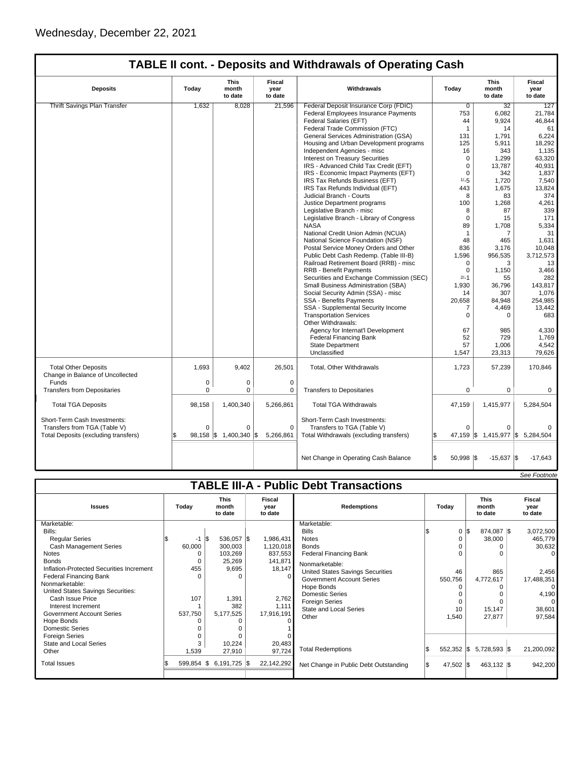Wednesday, December 22, 2021

## TABLE II cont. - Deposits and Withdrawals of Operating Cash

| Deposits | Today | This month to date | Fiscal year to date | Withdrawals | Today | This month to date | Fiscal year to date |
|---|---|---|---|---|---|---|---|
| Thrift Savings Plan Transfer | 1,632 | 8,028 | 21,596 | Federal Deposit Insurance Corp (FDIC) | 0 | 32 | 127 |
| | | | | Federal Employees Insurance Payments | 753 | 6,082 | 21,784 |
| | | | | Federal Salaries (EFT) | 44 | 9,924 | 46,844 |
| | | | | Federal Trade Commission (FTC) | 1 | 14 | 61 |
| | | | | General Services Administration (GSA) | 131 | 1,791 | 6,224 |
| | | | | Housing and Urban Development programs | 125 | 5,911 | 18,292 |
| | | | | Independent Agencies - misc | 16 | 343 | 1,135 |
| | | | | Interest on Treasury Securities | 0 | 1,299 | 63,320 |
| | | | | IRS - Advanced Child Tax Credit (EFT) | 0 | 13,787 | 40,931 |
| | | | | IRS - Economic Impact Payments (EFT) | 0 | 342 | 1,837 |
| | | | | IRS Tax Refunds Business (EFT) | 1/-5 | 1,720 | 7,540 |
| | | | | IRS Tax Refunds Individual (EFT) | 443 | 1,675 | 13,824 |
| | | | | Judicial Branch - Courts | 8 | 83 | 374 |
| | | | | Justice Department programs | 100 | 1,268 | 4,261 |
| | | | | Legislative Branch - misc | 8 | 87 | 339 |
| | | | | Legislative Branch - Library of Congress | 0 | 15 | 171 |
| | | | | NASA | 89 | 1,708 | 5,334 |
| | | | | National Credit Union Admin (NCUA) | 1 | 7 | 31 |
| | | | | National Science Foundation (NSF) | 48 | 465 | 1,631 |
| | | | | Postal Service Money Orders and Other | 836 | 3,176 | 10,048 |
| | | | | Public Debt Cash Redemp. (Table III-B) | 1,596 | 956,535 | 3,712,573 |
| | | | | Railroad Retirement Board (RRB) - misc | 0 | 3 | 13 |
| | | | | RRB - Benefit Payments | 0 | 1,150 | 3,466 |
| | | | | Securities and Exchange Commission (SEC) | 2/-1 | 55 | 282 |
| | | | | Small Business Administration (SBA) | 1,930 | 36,796 | 143,817 |
| | | | | Social Security Admin (SSA) - misc | 14 | 307 | 1,076 |
| | | | | SSA - Benefits Payments | 20,658 | 84,948 | 254,985 |
| | | | | SSA - Supplemental Security Income | 7 | 4,469 | 13,442 |
| | | | | Transportation Services | 0 | 0 | 683 |
| | | | | Other Withdrawals: | | | |
| | | | | Agency for Internat'l Development | 67 | 985 | 4,330 |
| | | | | Federal Financing Bank | 52 | 729 | 1,769 |
| | | | | State Department | 57 | 1,006 | 4,542 |
| | | | | Unclassified | 1,547 | 23,313 | 79,626 |
| Total Other Deposits | 1,693 | 9,402 | 26,501 | Total, Other Withdrawals | 1,723 | 57,239 | 170,846 |
| Change in Balance of Uncollected Funds | 0 | 0 | 0 | | | | |
| Transfers from Depositaries | 0 | 0 | 0 | Transfers to Depositaries | 0 | 0 | 0 |
| Total TGA Deposits | 98,158 | 1,400,340 | 5,266,861 | Total TGA Withdrawals | 47,159 | 1,415,977 | 5,284,504 |
| Short-Term Cash Investments: | | | | Short-Term Cash Investments: | | | |
| Transfers from TGA (Table V) | 0 | 0 | 0 | Transfers to TGA (Table V) | 0 | 0 | 0 |
| Total Deposits (excluding transfers) | $ 98,158 | $ 1,400,340 | $ 5,266,861 | Total Withdrawals (excluding transfers) | $ 47,159 | $ 1,415,977 | $ 5,284,504 |
| | | | | Net Change in Operating Cash Balance | $ 50,998 | $ -15,637 | $ -17,643 |

*See Footnote*

## TABLE III-A - Public Debt Transactions

| Issues | Today | This month to date | Fiscal year to date | Redemptions | Today | This month to date | Fiscal year to date |
|---|---|---|---|---|---|---|---|
| Marketable: | | | | Marketable: | | | |
| Bills: | | | | Bills | $ 0 | $ 874,087 | $ 3,072,500 |
| Regular Series | $ -1 | $ 536,057 | $ 1,986,431 | Notes | 0 | 38,000 | 465,779 |
| Cash Management Series | 60,000 | 300,003 | 1,120,018 | Bonds | 0 | 0 | 30,632 |
| Notes | 0 | 103,269 | 837,553 | Federal Financing Bank | 0 | 0 | 0 |
| Bonds | 0 | 25,269 | 141,871 | Nonmarketable: | | | |
| Inflation-Protected Securities Increment | 455 | 9,695 | 18,147 | United States Savings Securities | 46 | 865 | 2,456 |
| Federal Financing Bank | 0 | 0 | 0 | Government Account Series | 550,756 | 4,772,617 | 17,488,351 |
| Nonmarketable: | | | | Hope Bonds | 0 | 0 | 0 |
| United States Savings Securities: | | | | Domestic Series | 0 | 0 | 4,190 |
| Cash Issue Price | 107 | 1,391 | 2,762 | Foreign Series | 0 | 0 | 0 |
| Interest Increment | 1 | 382 | 1,111 | State and Local Series | 10 | 15,147 | 38,601 |
| Government Account Series | 537,750 | 5,177,525 | 17,916,191 | Other | 1,540 | 27,877 | 97,584 |
| Hope Bonds | 0 | 0 | 0 | | | | |
| Domestic Series | 0 | 0 | 1 | | | | |
| Foreign Series | 0 | 0 | 0 | | | | |
| State and Local Series | 3 | 10,224 | 20,483 | | | | |
| Other | 1,539 | 27,910 | 97,724 | Total Redemptions | $ 552,352 | $ 5,728,593 | $ 21,200,092 |
| Total Issues | $ 599,854 | $ 6,191,725 | $ 22,142,292 | Net Change in Public Debt Outstanding | $ 47,502 | $ 463,132 | $ 942,200 |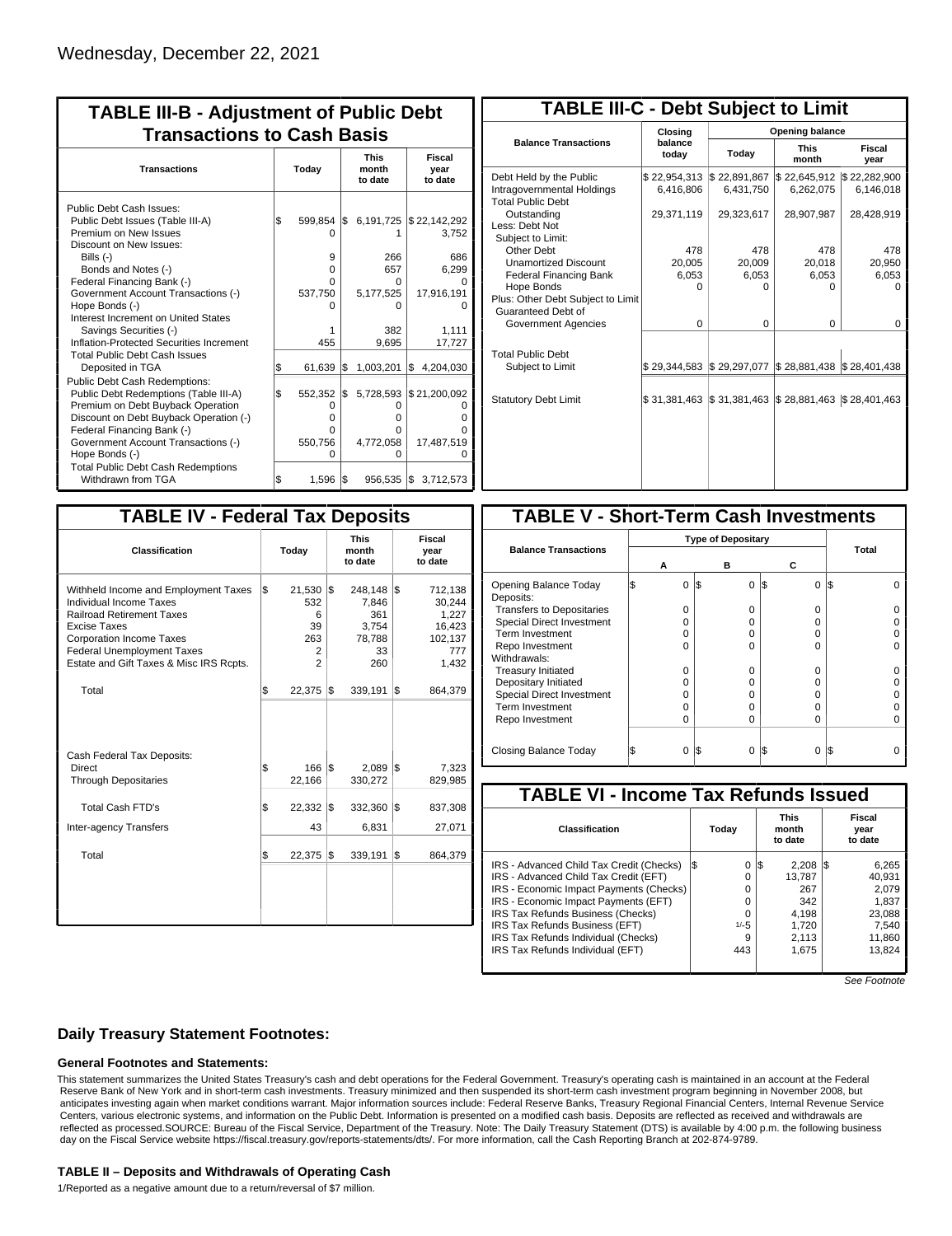Wednesday, December 22, 2021

## TABLE III-B - Adjustment of Public Debt Transactions to Cash Basis

| Transactions | Today | This month to date | Fiscal year to date |
|---|---|---|---|
| Public Debt Cash Issues: | | | |
| Public Debt Issues (Table III-A) | $ 599,854 | $ 6,191,725 | $ 22,142,292 |
| Premium on New Issues | 0 | 1 | 3,752 |
| Discount on New Issues: | | | |
| Bills (-) | 9 | 266 | 686 |
| Bonds and Notes (-) | 0 | 657 | 6,299 |
| Federal Financing Bank (-) | 0 | 0 | 0 |
| Government Account Transactions (-) | 537,750 | 5,177,525 | 17,916,191 |
| Hope Bonds (-) | 0 | 0 | 0 |
| Interest Increment on United States Savings Securities (-) | 1 | 382 | 1,111 |
| Inflation-Protected Securities Increment | 455 | 9,695 | 17,727 |
| Total Public Debt Cash Issues Deposited in TGA | $ 61,639 | $ 1,003,201 | $ 4,204,030 |
| Public Debt Cash Redemptions: | | | |
| Public Debt Redemptions (Table III-A) | $ 552,352 | $ 5,728,593 | $ 21,200,092 |
| Premium on Debt Buyback Operation | 0 | 0 | 0 |
| Discount on Debt Buyback Operation (-) | 0 | 0 | 0 |
| Federal Financing Bank (-) | 0 | 0 | 0 |
| Government Account Transactions (-) | 550,756 | 4,772,058 | 17,487,519 |
| Hope Bonds (-) | 0 | 0 | 0 |
| Total Public Debt Cash Redemptions Withdrawn from TGA | $ 1,596 | $ 956,535 | $ 3,712,573 |

## TABLE III-C - Debt Subject to Limit

| Balance Transactions | Closing balance today | Opening balance Today | Opening balance This month | Opening balance Fiscal year |
|---|---|---|---|---|
| Debt Held by the Public | $ 22,954,313 | $ 22,891,867 | $ 22,645,912 | $ 22,282,900 |
| Intragovernmental Holdings | 6,416,806 | 6,431,750 | 6,262,075 | 6,146,018 |
| Total Public Debt Outstanding | 29,371,119 | 29,323,617 | 28,907,987 | 28,428,919 |
| Less: Debt Not Subject to Limit: | | | | |
| Other Debt | 478 | 478 | 478 | 478 |
| Unamortized Discount | 20,005 | 20,009 | 20,018 | 20,950 |
| Federal Financing Bank | 6,053 | 6,053 | 6,053 | 6,053 |
| Hope Bonds | 0 | 0 | 0 | 0 |
| Plus: Other Debt Subject to Limit Guaranteed Debt of Government Agencies | 0 | 0 | 0 | 0 |
| Total Public Debt Subject to Limit | $ 29,344,583 | $ 29,297,077 | $ 28,881,438 | $ 28,401,438 |
| Statutory Debt Limit | $ 31,381,463 | $ 31,381,463 | $ 28,881,463 | $ 28,401,463 |

## TABLE IV - Federal Tax Deposits

| Classification | Today | This month to date | Fiscal year to date |
|---|---|---|---|
| Withheld Income and Employment Taxes | $ 21,530 | $ 248,148 | $ 712,138 |
| Individual Income Taxes | 532 | 7,846 | 30,244 |
| Railroad Retirement Taxes | 6 | 361 | 1,227 |
| Excise Taxes | 39 | 3,754 | 16,423 |
| Corporation Income Taxes | 263 | 78,788 | 102,137 |
| Federal Unemployment Taxes | 2 | 33 | 777 |
| Estate and Gift Taxes & Misc IRS Rcpts. | 2 | 260 | 1,432 |
| Total | $ 22,375 | $ 339,191 | $ 864,379 |
| Cash Federal Tax Deposits: | | | |
| Direct | $ 166 | $ 2,089 | $ 7,323 |
| Through Depositaries | 22,166 | 330,272 | 829,985 |
| Total Cash FTD's | $ 22,332 | $ 332,360 | $ 837,308 |
| Inter-agency Transfers | 43 | 6,831 | 27,071 |
| Total | $ 22,375 | $ 339,191 | $ 864,379 |

## TABLE V - Short-Term Cash Investments

| Balance Transactions | A | B | C | Total |
|---|---|---|---|---|
| Opening Balance Today | $ 0 | $ 0 | $ 0 | $ 0 |
| Deposits: | | | | |
| Transfers to Depositaries | 0 | 0 | 0 | 0 |
| Special Direct Investment | 0 | 0 | 0 | 0 |
| Term Investment | 0 | 0 | 0 | 0 |
| Repo Investment | 0 | 0 | 0 | 0 |
| Withdrawals: | | | | |
| Treasury Initiated | 0 | 0 | 0 | 0 |
| Depositary Initiated | 0 | 0 | 0 | 0 |
| Special Direct Investment | 0 | 0 | 0 | 0 |
| Term Investment | 0 | 0 | 0 | 0 |
| Repo Investment | 0 | 0 | 0 | 0 |
| Closing Balance Today | $ 0 | $ 0 | $ 0 | $ 0 |

## TABLE VI - Income Tax Refunds Issued

| Classification | Today | This month to date | Fiscal year to date |
|---|---|---|---|
| IRS - Advanced Child Tax Credit (Checks) | $ 0 | $ 2,208 | $ 6,265 |
| IRS - Advanced Child Tax Credit (EFT) | 0 | 13,787 | 40,931 |
| IRS - Economic Impact Payments (Checks) | 0 | 267 | 2,079 |
| IRS - Economic Impact Payments (EFT) | 0 | 342 | 1,837 |
| IRS Tax Refunds Business (Checks) | 0 | 4,198 | 23,088 |
| IRS Tax Refunds Business (EFT) | 1/-5 | 1,720 | 7,540 |
| IRS Tax Refunds Individual (Checks) | 9 | 2,113 | 11,860 |
| IRS Tax Refunds Individual (EFT) | 443 | 1,675 | 13,824 |

*See Footnote*

## Daily Treasury Statement Footnotes:

### General Footnotes and Statements:

This statement summarizes the United States Treasury's cash and debt operations for the Federal Government. Treasury's operating cash is maintained in an account at the Federal Reserve Bank of New York and in short-term cash investments. Treasury minimized and then suspended its short-term cash investment program beginning in November 2008, but anticipates investing again when market conditions warrant. Major information sources include: Federal Reserve Banks, Treasury Regional Financial Centers, Internal Revenue Service Centers, various electronic systems, and information on the Public Debt. Information is presented on a modified cash basis. Deposits are reflected as received and withdrawals are reflected as processed.SOURCE: Bureau of the Fiscal Service, Department of the Treasury. Note: The Daily Treasury Statement (DTS) is available by 4:00 p.m. the following business day on the Fiscal Service website https://fiscal.treasury.gov/reports-statements/dts/. For more information, call the Cash Reporting Branch at 202-874-9789.

### TABLE II – Deposits and Withdrawals of Operating Cash

1/Reported as a negative amount due to a return/reversal of $7 million.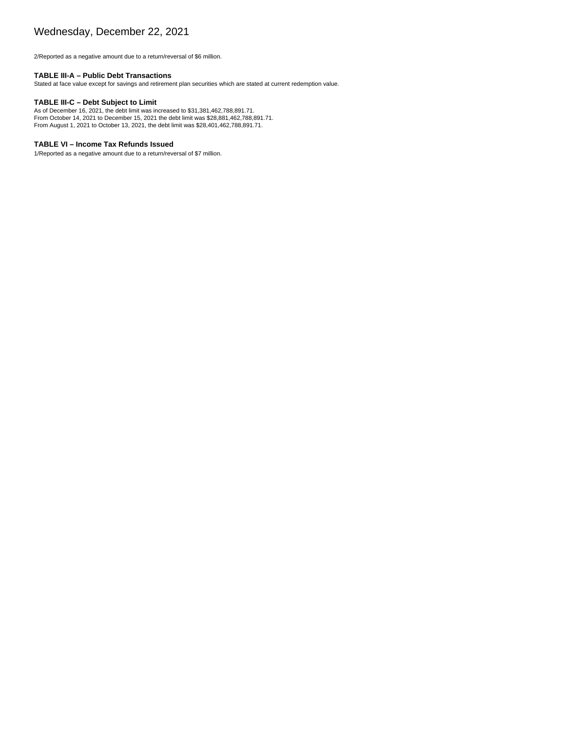# Wednesday, December 22, 2021

2/Reported as a negative amount due to a return/reversal of $6 million.

**TABLE III-A – Public Debt Transactions**

Stated at face value except for savings and retirement plan securities which are stated at current redemption value.

**TABLE III-C – Debt Subject to Limit**

As of December 16, 2021, the debt limit was increased to $31,381,462,788,891.71.
From October 14, 2021 to December 15, 2021 the debt limit was $28,881,462,788,891.71.
From August 1, 2021 to October 13, 2021, the debt limit was $28,401,462,788,891.71.

**TABLE VI – Income Tax Refunds Issued**

1/Reported as a negative amount due to a return/reversal of $7 million.